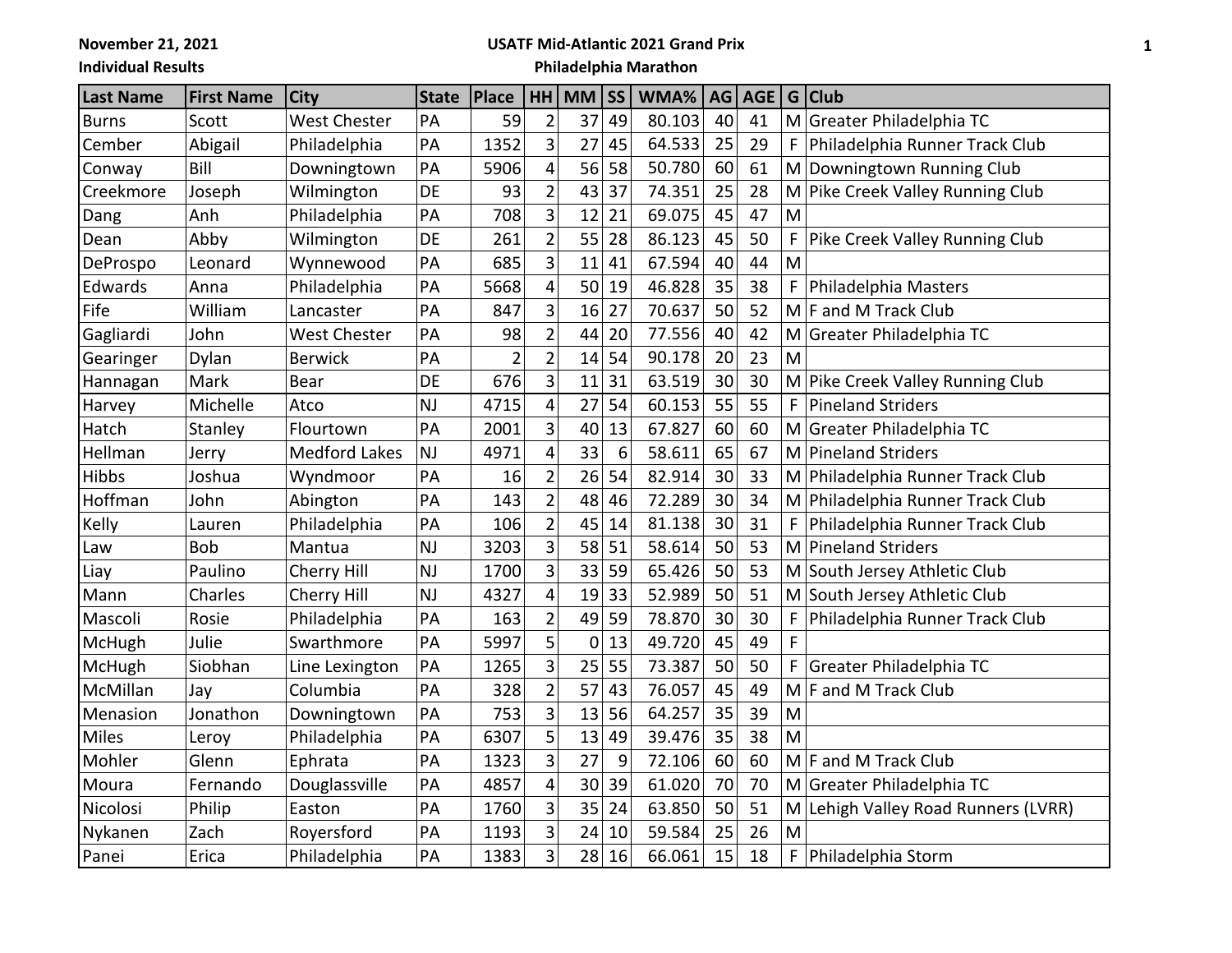November 21, 2021

**USATF Mid-Atlantic 2021 Grand Prix**

**Individual Results**

**Philadelphia Marathon**

| Last Name | First Name | City | State | Place | HH | MM | SS | WMA% | AG | AGE | G | Club |
|---|---|---|---|---|---|---|---|---|---|---|---|---|
| Burns | Scott | West Chester | PA | 59 | 2 | 37 | 49 | 80.103 | 40 | 41 | M | Greater Philadelphia TC |
| Cember | Abigail | Philadelphia | PA | 1352 | 3 | 27 | 45 | 64.533 | 25 | 29 | F | Philadelphia Runner Track Club |
| Conway | Bill | Downingtown | PA | 5906 | 4 | 56 | 58 | 50.780 | 60 | 61 | M | Downingtown Running Club |
| Creekmore | Joseph | Wilmington | DE | 93 | 2 | 43 | 37 | 74.351 | 25 | 28 | M | Pike Creek Valley Running Club |
| Dang | Anh | Philadelphia | PA | 708 | 3 | 12 | 21 | 69.075 | 45 | 47 | M | |
| Dean | Abby | Wilmington | DE | 261 | 2 | 55 | 28 | 86.123 | 45 | 50 | F | Pike Creek Valley Running Club |
| DeProspo | Leonard | Wynnewood | PA | 685 | 3 | 11 | 41 | 67.594 | 40 | 44 | M | |
| Edwards | Anna | Philadelphia | PA | 5668 | 4 | 50 | 19 | 46.828 | 35 | 38 | F | Philadelphia Masters |
| Fife | William | Lancaster | PA | 847 | 3 | 16 | 27 | 70.637 | 50 | 52 | M | F and M Track Club |
| Gagliardi | John | West Chester | PA | 98 | 2 | 44 | 20 | 77.556 | 40 | 42 | M | Greater Philadelphia TC |
| Gearinger | Dylan | Berwick | PA | 2 | 2 | 14 | 54 | 90.178 | 20 | 23 | M | |
| Hannagan | Mark | Bear | DE | 676 | 3 | 11 | 31 | 63.519 | 30 | 30 | M | Pike Creek Valley Running Club |
| Harvey | Michelle | Atco | NJ | 4715 | 4 | 27 | 54 | 60.153 | 55 | 55 | F | Pineland Striders |
| Hatch | Stanley | Flourtown | PA | 2001 | 3 | 40 | 13 | 67.827 | 60 | 60 | M | Greater Philadelphia TC |
| Hellman | Jerry | Medford Lakes | NJ | 4971 | 4 | 33 | 6 | 58.611 | 65 | 67 | M | Pineland Striders |
| Hibbs | Joshua | Wyndmoor | PA | 16 | 2 | 26 | 54 | 82.914 | 30 | 33 | M | Philadelphia Runner Track Club |
| Hoffman | John | Abington | PA | 143 | 2 | 48 | 46 | 72.289 | 30 | 34 | M | Philadelphia Runner Track Club |
| Kelly | Lauren | Philadelphia | PA | 106 | 2 | 45 | 14 | 81.138 | 30 | 31 | F | Philadelphia Runner Track Club |
| Law | Bob | Mantua | NJ | 3203 | 3 | 58 | 51 | 58.614 | 50 | 53 | M | Pineland Striders |
| Liay | Paulino | Cherry Hill | NJ | 1700 | 3 | 33 | 59 | 65.426 | 50 | 53 | M | South Jersey Athletic Club |
| Mann | Charles | Cherry Hill | NJ | 4327 | 4 | 19 | 33 | 52.989 | 50 | 51 | M | South Jersey Athletic Club |
| Mascoli | Rosie | Philadelphia | PA | 163 | 2 | 49 | 59 | 78.870 | 30 | 30 | F | Philadelphia Runner Track Club |
| McHugh | Julie | Swarthmore | PA | 5997 | 5 | 0 | 13 | 49.720 | 45 | 49 | F | |
| McHugh | Siobhan | Line Lexington | PA | 1265 | 3 | 25 | 55 | 73.387 | 50 | 50 | F | Greater Philadelphia TC |
| McMillan | Jay | Columbia | PA | 328 | 2 | 57 | 43 | 76.057 | 45 | 49 | M | F and M Track Club |
| Menasion | Jonathon | Downingtown | PA | 753 | 3 | 13 | 56 | 64.257 | 35 | 39 | M | |
| Miles | Leroy | Philadelphia | PA | 6307 | 5 | 13 | 49 | 39.476 | 35 | 38 | M | |
| Mohler | Glenn | Ephrata | PA | 1323 | 3 | 27 | 9 | 72.106 | 60 | 60 | M | F and M Track Club |
| Moura | Fernando | Douglassville | PA | 4857 | 4 | 30 | 39 | 61.020 | 70 | 70 | M | Greater Philadelphia TC |
| Nicolosi | Philip | Easton | PA | 1760 | 3 | 35 | 24 | 63.850 | 50 | 51 | M | Lehigh Valley Road Runners (LVRR) |
| Nykanen | Zach | Royersford | PA | 1193 | 3 | 24 | 10 | 59.584 | 25 | 26 | M | |
| Panei | Erica | Philadelphia | PA | 1383 | 3 | 28 | 16 | 66.061 | 15 | 18 | F | Philadelphia Storm |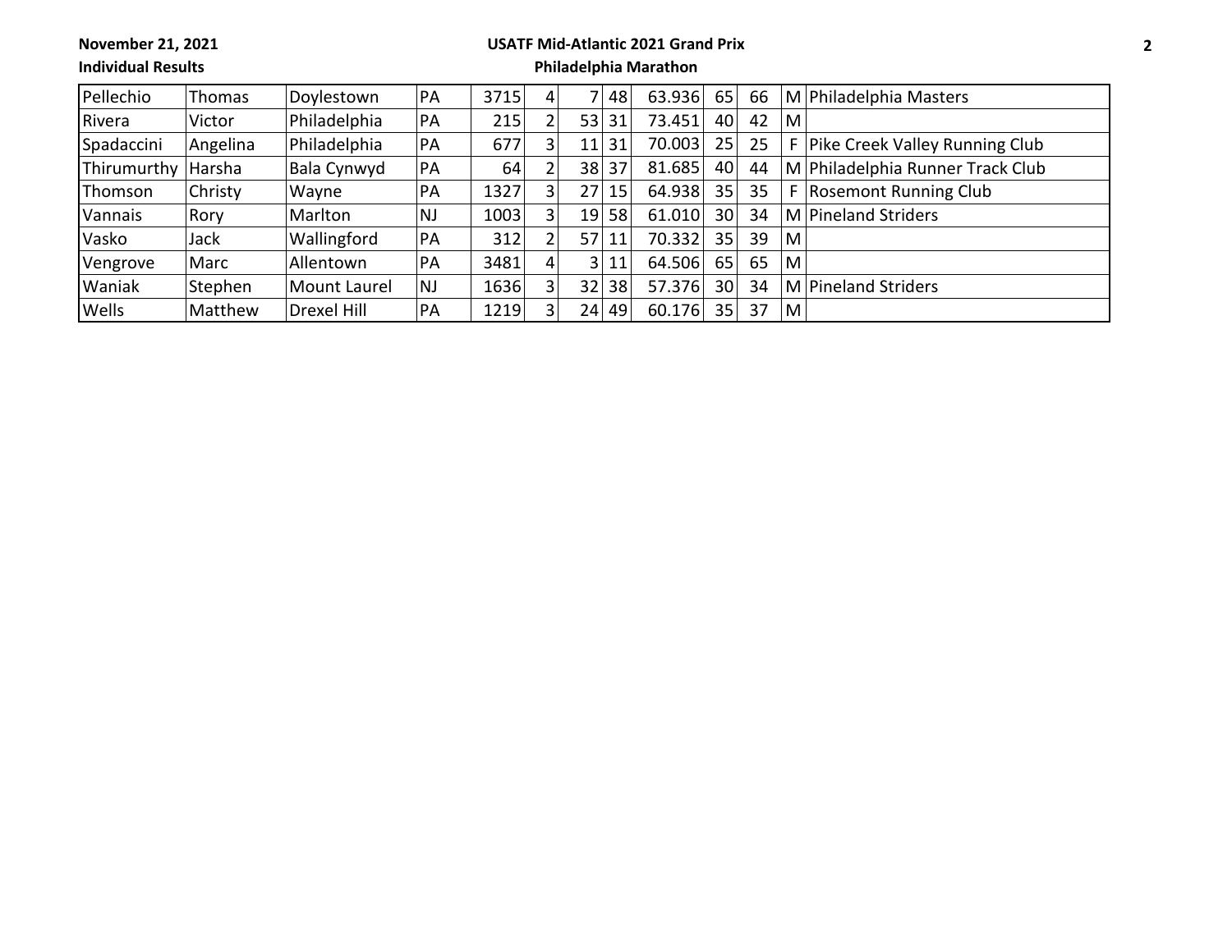**November 21, 2021**

**Individual Results**

**USATF Mid-Atlantic 2021 Grand Prix**

**Philadelphia Marathon**

| | | | | | | | | | | | | |
|---|---|---|---|---|---|---|---|---|---|---|---|---|
| Pellechio | Thomas | Doylestown | PA | 3715 | 4 | 7 | 48 | 63.936 | 65 | 66 | M | Philadelphia Masters |
| Rivera | Victor | Philadelphia | PA | 215 | 2 | 53 | 31 | 73.451 | 40 | 42 | M | |
| Spadaccini | Angelina | Philadelphia | PA | 677 | 3 | 11 | 31 | 70.003 | 25 | 25 | F | Pike Creek Valley Running Club |
| Thirumurthy | Harsha | Bala Cynwyd | PA | 64 | 2 | 38 | 37 | 81.685 | 40 | 44 | M | Philadelphia Runner Track Club |
| Thomson | Christy | Wayne | PA | 1327 | 3 | 27 | 15 | 64.938 | 35 | 35 | F | Rosemont Running Club |
| Vannais | Rory | Marlton | NJ | 1003 | 3 | 19 | 58 | 61.010 | 30 | 34 | M | Pineland Striders |
| Vasko | Jack | Wallingford | PA | 312 | 2 | 57 | 11 | 70.332 | 35 | 39 | M | |
| Vengrove | Marc | Allentown | PA | 3481 | 4 | 3 | 11 | 64.506 | 65 | 65 | M | |
| Waniak | Stephen | Mount Laurel | NJ | 1636 | 3 | 32 | 38 | 57.376 | 30 | 34 | M | Pineland Striders |
| Wells | Matthew | Drexel Hill | PA | 1219 | 3 | 24 | 49 | 60.176 | 35 | 37 | M | |